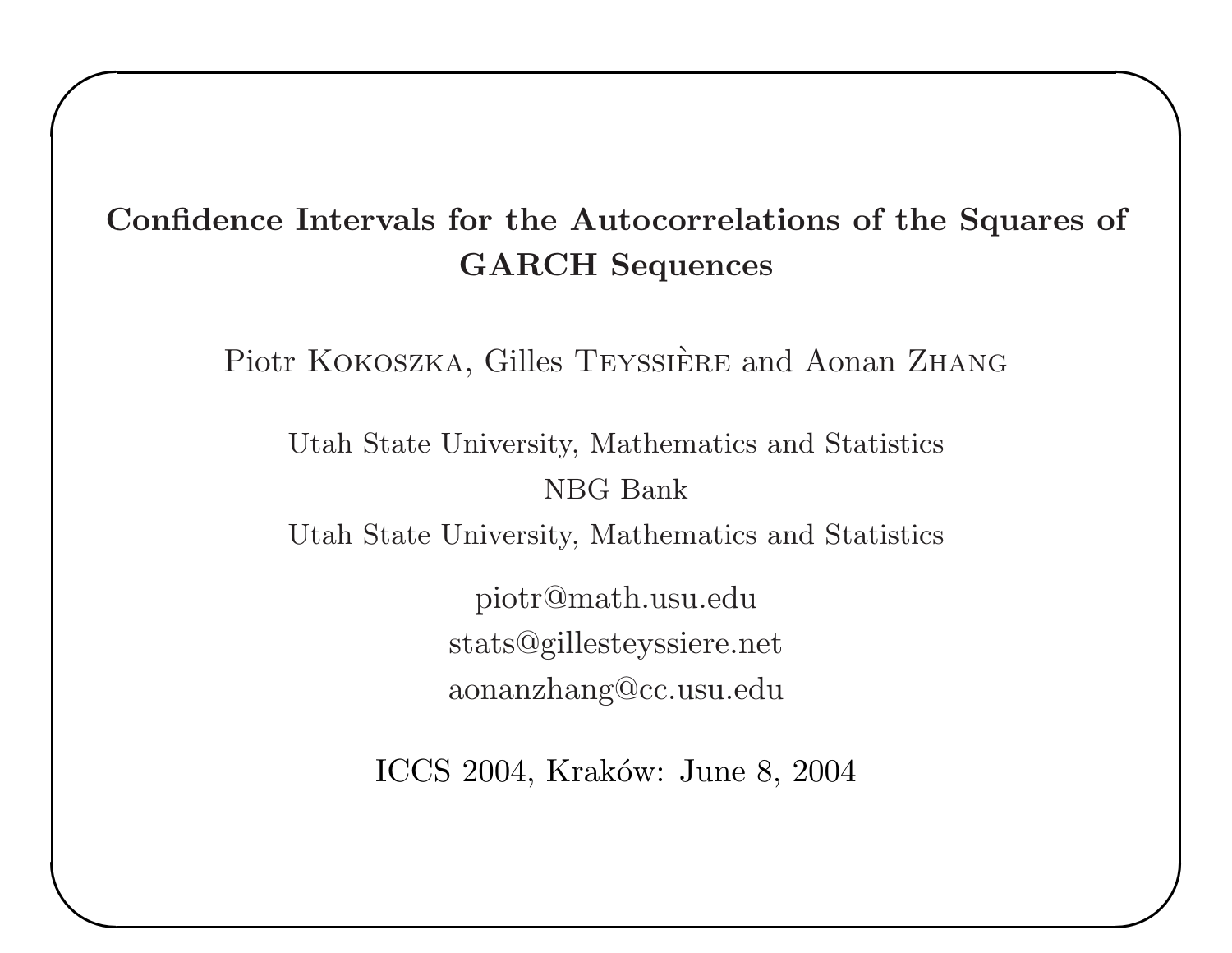# Confidence Intervals for the Autocorrelations of the Squares of GARCH Sequences

Piotr Kokoszka, Gilles Teyssière and Aonan Zhang

Utah State University, Mathematics and Statistics

NBG Bank

Utah State University, Mathematics and Statistics

piotr@math.usu.edu

stats@gillesteyssiere.net

aonanzhang@cc.usu.edu

ICCS 2004, Kraków: June 8, 2004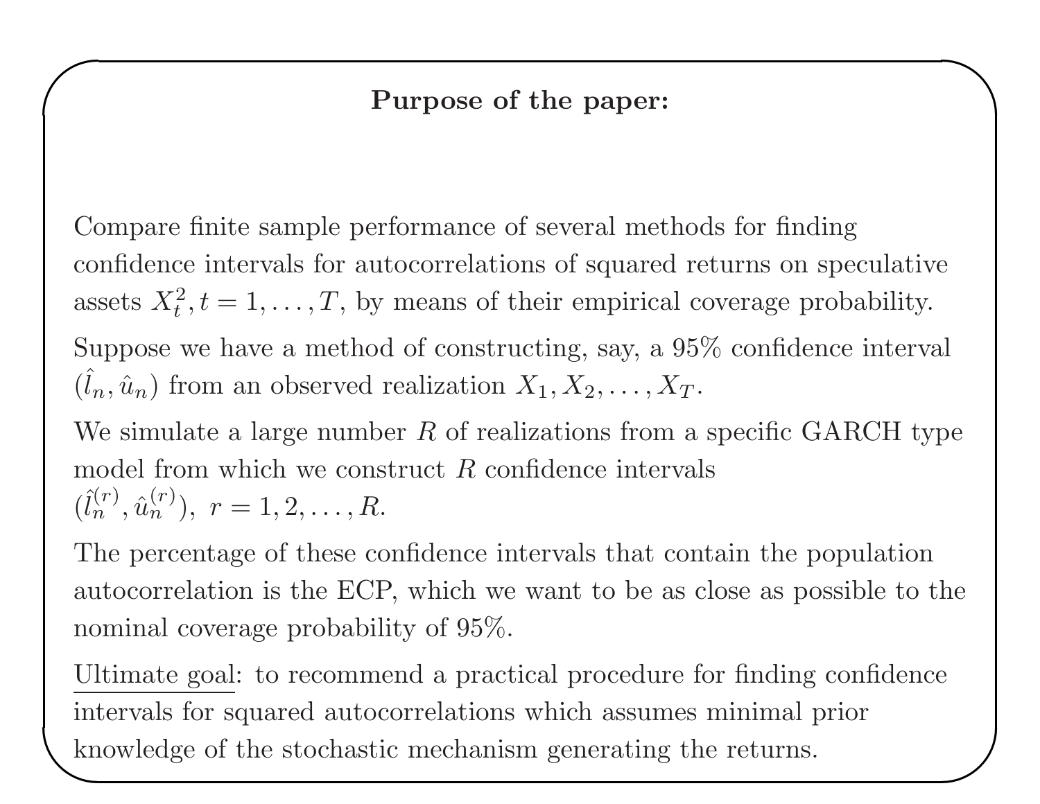**Purpose of the paper:**

Compare finite sample performance of several methods for finding confidence intervals for autocorrelations of squared returns on speculative assets $X_t^2, t = 1, \ldots, T$, by means of their empirical coverage probability.

Suppose we have a method of constructing, say, a 95% confidence interval $(\hat{l}_n, \hat{u}_n)$ from an observed realization $X_1, X_2, \ldots, X_T$.

We simulate a large number $R$ of realizations from a specific GARCH type model from which we construct $R$ confidence intervals $(\hat{l}_n^{(r)}, \hat{u}_n^{(r)}),\ r = 1, 2, \ldots, R$.

The percentage of these confidence intervals that contain the population autocorrelation is the ECP, which we want to be as close as possible to the nominal coverage probability of 95%.

Ultimate goal: to recommend a practical procedure for finding confidence intervals for squared autocorrelations which assumes minimal prior knowledge of the stochastic mechanism generating the returns.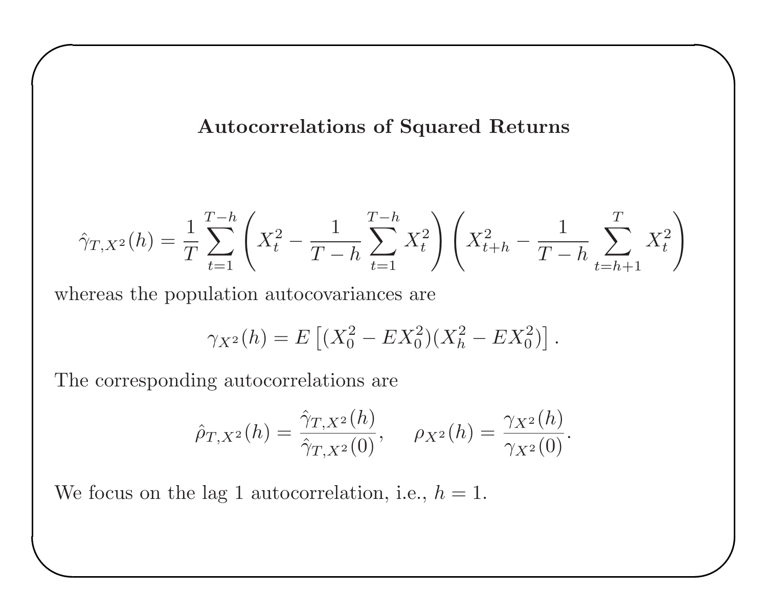## Autocorrelations of Squared Returns

$$\hat{\gamma}_{T,X^2}(h) = \frac{1}{T} \sum_{t=1}^{T-h} \left( X_t^2 - \frac{1}{T-h} \sum_{t=1}^{T-h} X_t^2 \right) \left( X_{t+h}^2 - \frac{1}{T-h} \sum_{t=h+1}^{T} X_t^2 \right)$$

whereas the population autocovariances are

$$\gamma_{X^2}(h) = E\left[ (X_0^2 - EX_0^2)(X_h^2 - EX_0^2) \right].$$

The corresponding autocorrelations are

$$\hat{\rho}_{T,X^2}(h) = \frac{\hat{\gamma}_{T,X^2}(h)}{\hat{\gamma}_{T,X^2}(0)}, \quad \rho_{X^2}(h) = \frac{\gamma_{X^2}(h)}{\gamma_{X^2}(0)}.$$

We focus on the lag 1 autocorrelation, i.e., $h = 1$.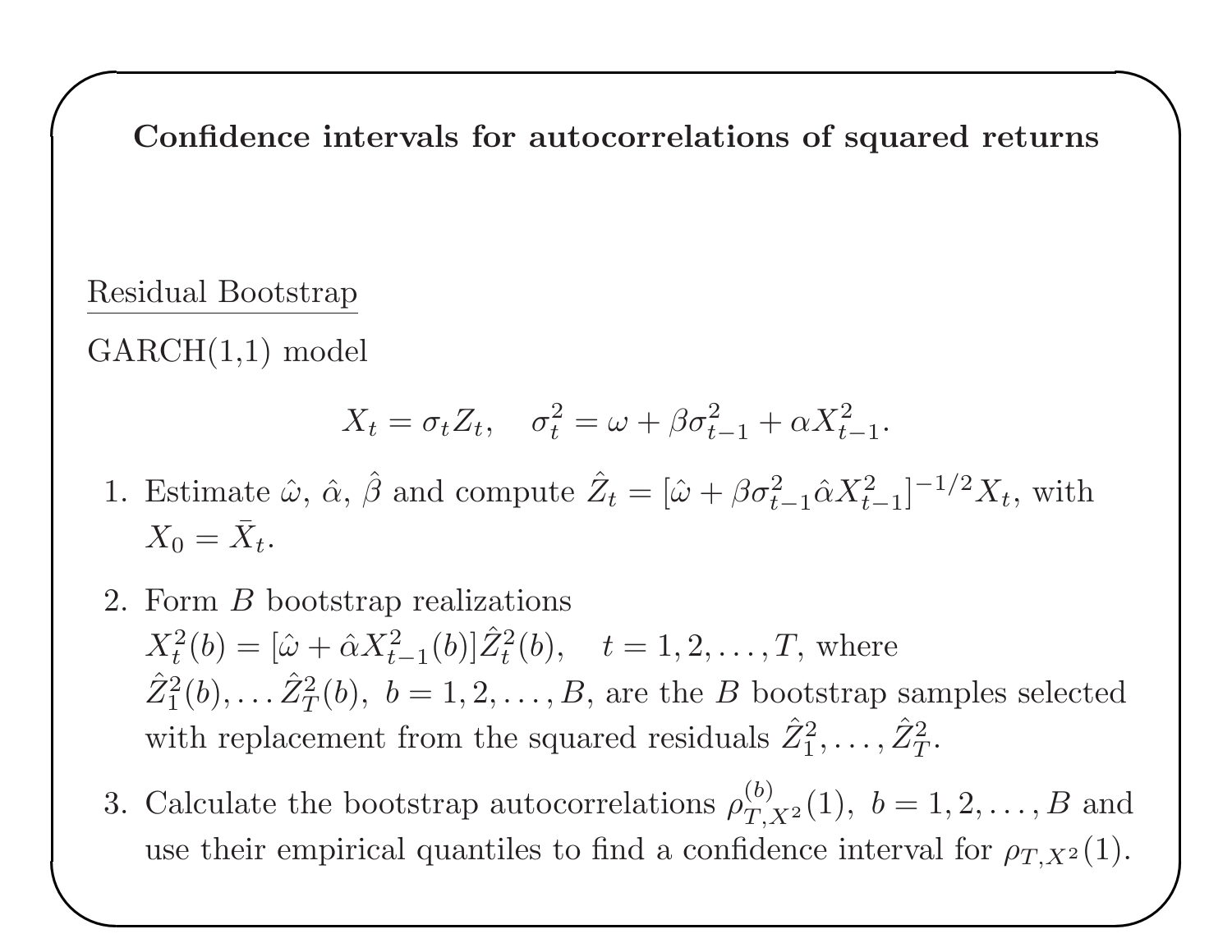## Confidence intervals for autocorrelations of squared returns

Residual Bootstrap

GARCH(1,1) model

$$X_t = \sigma_t Z_t, \quad \sigma_t^2 = \omega + \beta \sigma_{t-1}^2 + \alpha X_{t-1}^2.$$

1. Estimate $\hat{\omega}$, $\hat{\alpha}$, $\hat{\beta}$ and compute $\hat{Z}_t = [\hat{\omega} + \beta \sigma_{t-1}^2 \hat{\alpha} X_{t-1}^2]^{-1/2} X_t$, with $X_0 = \bar{X}_t$.

2. Form $B$ bootstrap realizations $X_t^2(b) = [\hat{\omega} + \hat{\alpha} X_{t-1}^2(b)] \hat{Z}_t^2(b), \quad t = 1, 2, \ldots, T$, where $\hat{Z}_1^2(b), \ldots \hat{Z}_T^2(b),\ b = 1, 2, \ldots, B$, are the $B$ bootstrap samples selected with replacement from the squared residuals $\hat{Z}_1^2, \ldots, \hat{Z}_T^2$.

3. Calculate the bootstrap autocorrelations $\rho_{T,X^2}^{(b)}(1),\ b = 1, 2, \ldots, B$ and use their empirical quantiles to find a confidence interval for $\rho_{T,X^2}(1)$.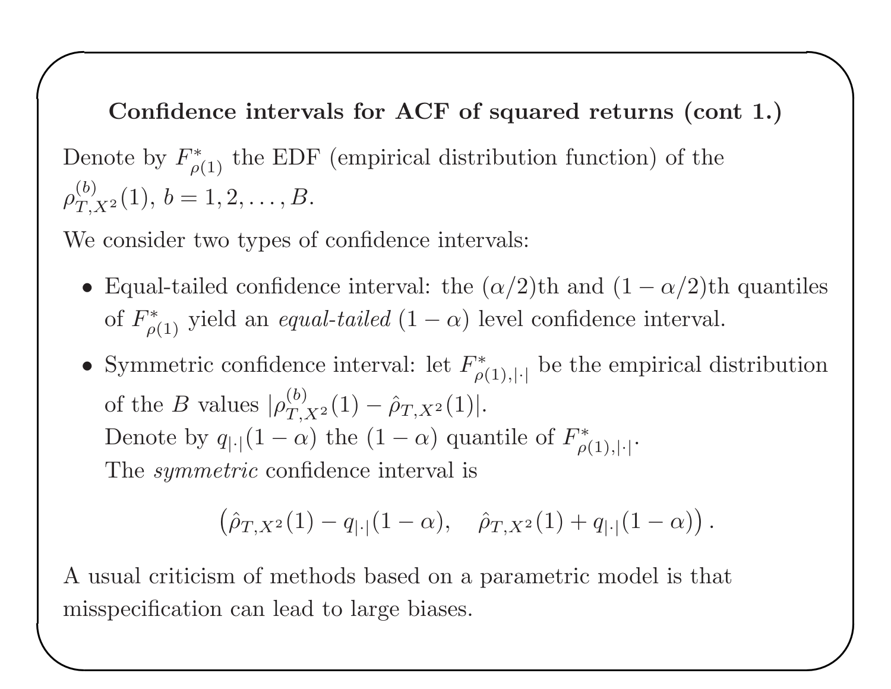## Confidence intervals for ACF of squared returns (cont 1.)

Denote by $F^*_{\rho(1)}$ the EDF (empirical distribution function) of the $\rho^{(b)}_{T,X^2}(1)$, $b = 1, 2, \ldots, B$.

We consider two types of confidence intervals:

- Equal-tailed confidence interval: the $(\alpha/2)$th and $(1-\alpha/2)$th quantiles of $F^*_{\rho(1)}$ yield an *equal-tailed* $(1-\alpha)$ level confidence interval.
- Symmetric confidence interval: let $F^*_{\rho(1),|\cdot|}$ be the empirical distribution of the $B$ values $|\rho^{(b)}_{T,X^2}(1) - \hat{\rho}_{T,X^2}(1)|$.
  Denote by $q_{|\cdot|}(1-\alpha)$ the $(1-\alpha)$ quantile of $F^*_{\rho(1),|\cdot|}$.
  The *symmetric* confidence interval is

$$\left(\hat{\rho}_{T,X^2}(1) - q_{|\cdot|}(1-\alpha), \quad \hat{\rho}_{T,X^2}(1) + q_{|\cdot|}(1-\alpha)\right).$$

A usual criticism of methods based on a parametric model is that misspecification can lead to large biases.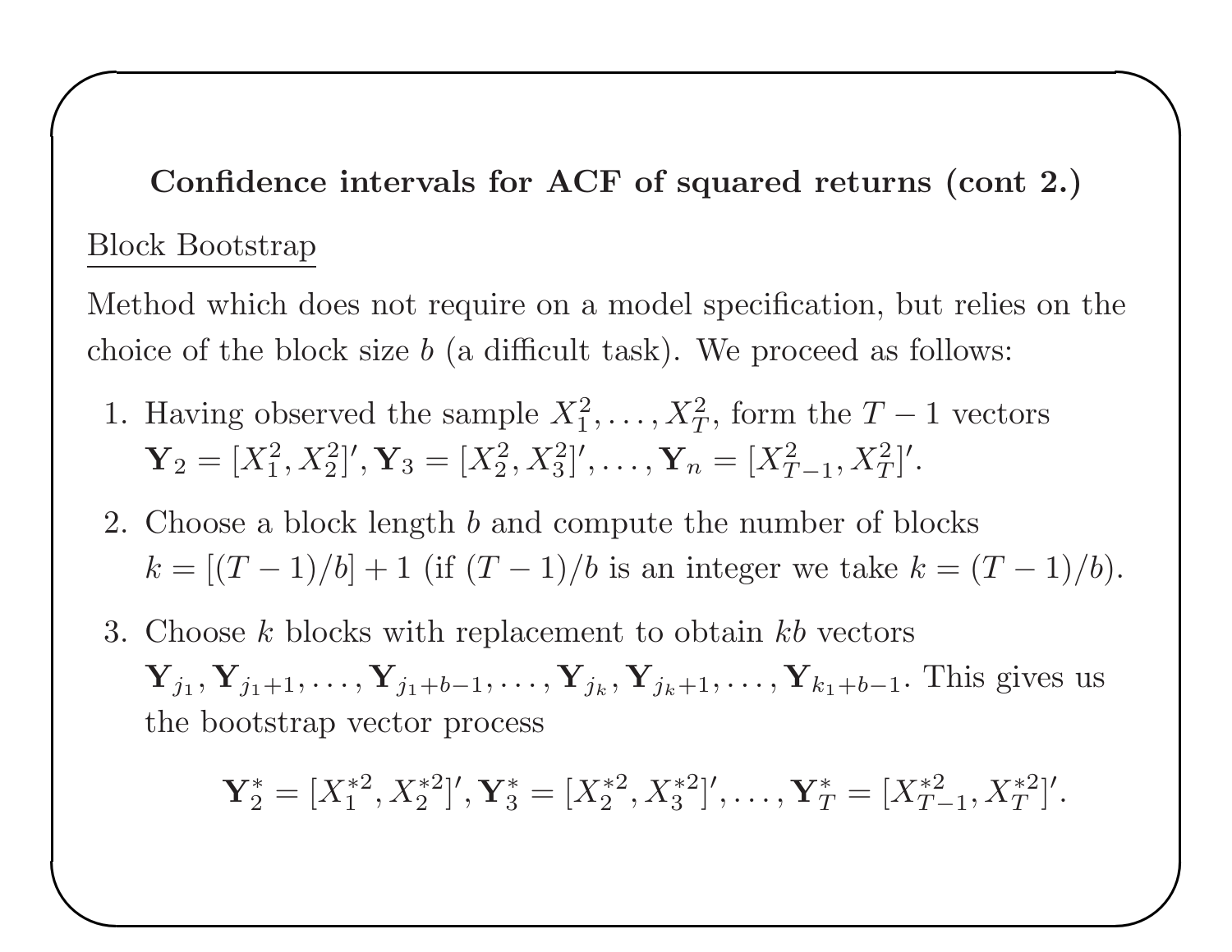## Confidence intervals for ACF of squared returns (cont 2.)

<u>Block Bootstrap</u>

Method which does not require on a model specification, but relies on the choice of the block size $b$ (a difficult task). We proceed as follows:

1. Having observed the sample $X_1^2, \ldots, X_T^2$, form the $T-1$ vectors $\mathbf{Y}_2 = [X_1^2, X_2^2]', \mathbf{Y}_3 = [X_2^2, X_3^2]', \ldots, \mathbf{Y}_n = [X_{T-1}^2, X_T^2]'$.
2. Choose a block length $b$ and compute the number of blocks $k = [(T-1)/b] + 1$ (if $(T-1)/b$ is an integer we take $k = (T-1)/b$).
3. Choose $k$ blocks with replacement to obtain $kb$ vectors $\mathbf{Y}_{j_1}, \mathbf{Y}_{j_1+1}, \ldots, \mathbf{Y}_{j_1+b-1}, \ldots, \mathbf{Y}_{j_k}, \mathbf{Y}_{j_k+1}, \ldots, \mathbf{Y}_{k_1+b-1}$. This gives us the bootstrap vector process

$$\mathbf{Y}_2^* = [X_1^{*2}, X_2^{*2}]', \mathbf{Y}_3^* = [X_2^{*2}, X_3^{*2}]', \ldots, \mathbf{Y}_T^* = [X_{T-1}^{*2}, X_T^{*2}]'.$$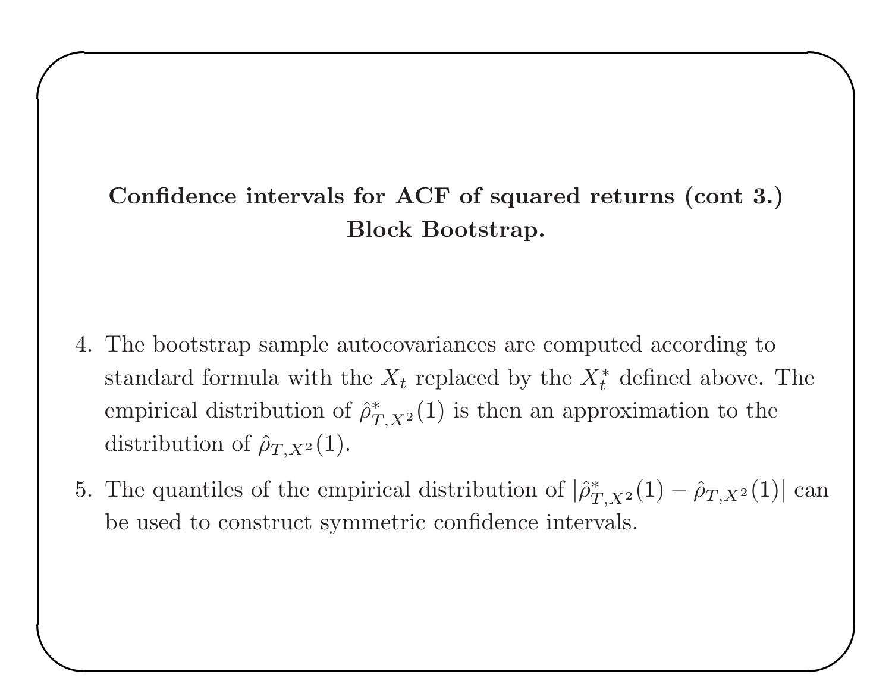## Confidence intervals for ACF of squared returns (cont 3.) Block Bootstrap.

4. The bootstrap sample autocovariances are computed according to standard formula with the $X_t$ replaced by the $X_t^*$ defined above. The empirical distribution of $\hat{\rho}^*_{T,X^2}(1)$ is then an approximation to the distribution of $\hat{\rho}_{T,X^2}(1)$.
5. The quantiles of the empirical distribution of $|\hat{\rho}^*_{T,X^2}(1) - \hat{\rho}_{T,X^2}(1)|$ can be used to construct symmetric confidence intervals.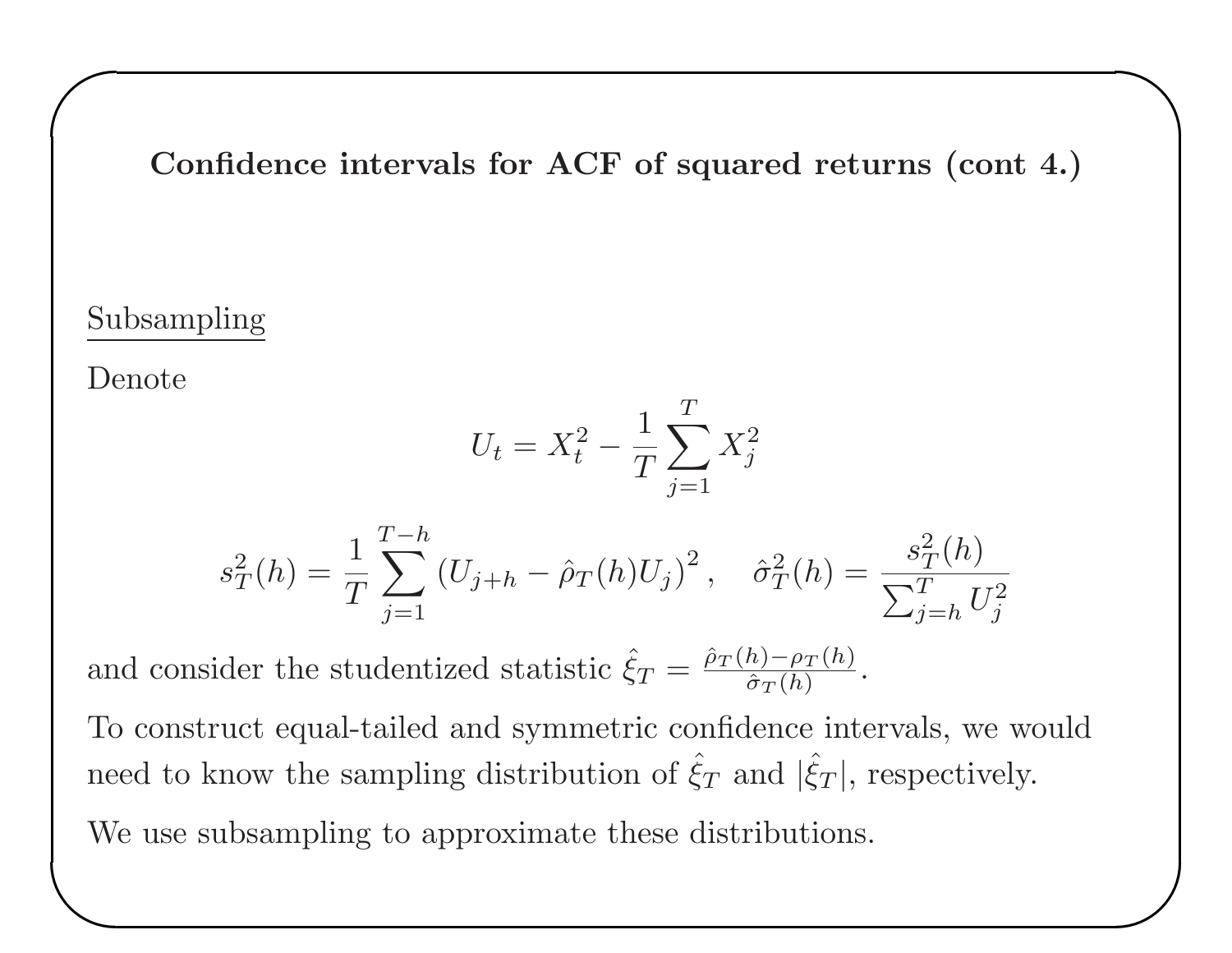## Confidence intervals for ACF of squared returns (cont 4.)

Subsampling

Denote

$$U_t = X_t^2 - \frac{1}{T}\sum_{j=1}^{T} X_j^2$$

$$s_T^2(h) = \frac{1}{T}\sum_{j=1}^{T-h}\left(U_{j+h} - \hat{\rho}_T(h)U_j\right)^2, \quad \hat{\sigma}_T^2(h) = \frac{s_T^2(h)}{\sum_{j=h}^{T} U_j^2}$$

and consider the studentized statistic $\hat{\xi}_T = \frac{\hat{\rho}_T(h) - \rho_T(h)}{\hat{\sigma}_T(h)}$.

To construct equal-tailed and symmetric confidence intervals, we would need to know the sampling distribution of $\hat{\xi}_T$ and $|\hat{\xi}_T|$, respectively.

We use subsampling to approximate these distributions.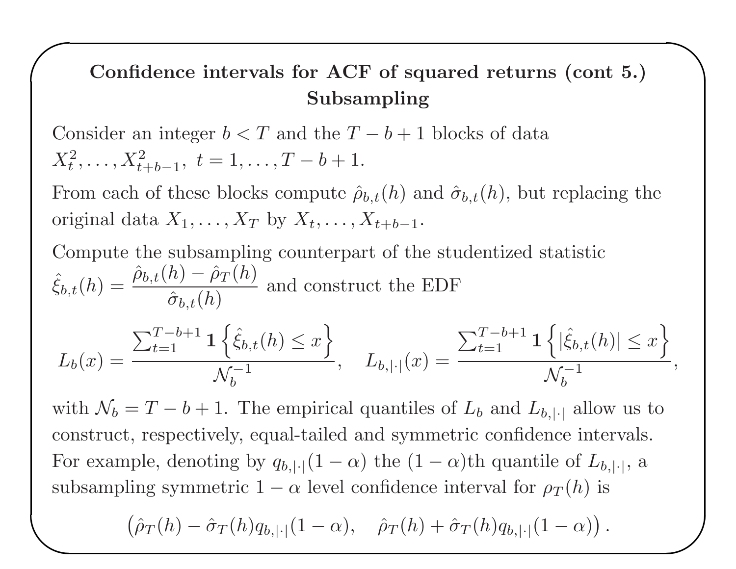## Confidence intervals for ACF of squared returns (cont 5.)
## Subsampling

Consider an integer $b < T$ and the $T - b + 1$ blocks of data $X_t^2, \ldots, X_{t+b-1}^2,\ t = 1, \ldots, T - b + 1$.

From each of these blocks compute $\hat{\rho}_{b,t}(h)$ and $\hat{\sigma}_{b,t}(h)$, but replacing the original data $X_1, \ldots, X_T$ by $X_t, \ldots, X_{t+b-1}$.

Compute the subsampling counterpart of the studentized statistic $\hat{\xi}_{b,t}(h) = \dfrac{\hat{\rho}_{b,t}(h) - \hat{\rho}_T(h)}{\hat{\sigma}_{b,t}(h)}$ and construct the EDF

$$L_b(x) = \frac{\sum_{t=1}^{T-b+1} \mathbf{1}\left\{\hat{\xi}_{b,t}(h) \leq x\right\}}{\mathcal{N}_b^{-1}}, \quad L_{b,|\cdot|}(x) = \frac{\sum_{t=1}^{T-b+1} \mathbf{1}\left\{|\hat{\xi}_{b,t}(h)| \leq x\right\}}{\mathcal{N}_b^{-1}},$$

with $\mathcal{N}_b = T - b + 1$. The empirical quantiles of $L_b$ and $L_{b,|\cdot|}$ allow us to construct, respectively, equal-tailed and symmetric confidence intervals. For example, denoting by $q_{b,|\cdot|}(1-\alpha)$ the $(1-\alpha)$th quantile of $L_{b,|\cdot|}$, a subsampling symmetric $1-\alpha$ level confidence interval for $\rho_T(h)$ is

$$\left(\hat{\rho}_T(h) - \hat{\sigma}_T(h) q_{b,|\cdot|}(1-\alpha), \quad \hat{\rho}_T(h) + \hat{\sigma}_T(h) q_{b,|\cdot|}(1-\alpha)\right).$$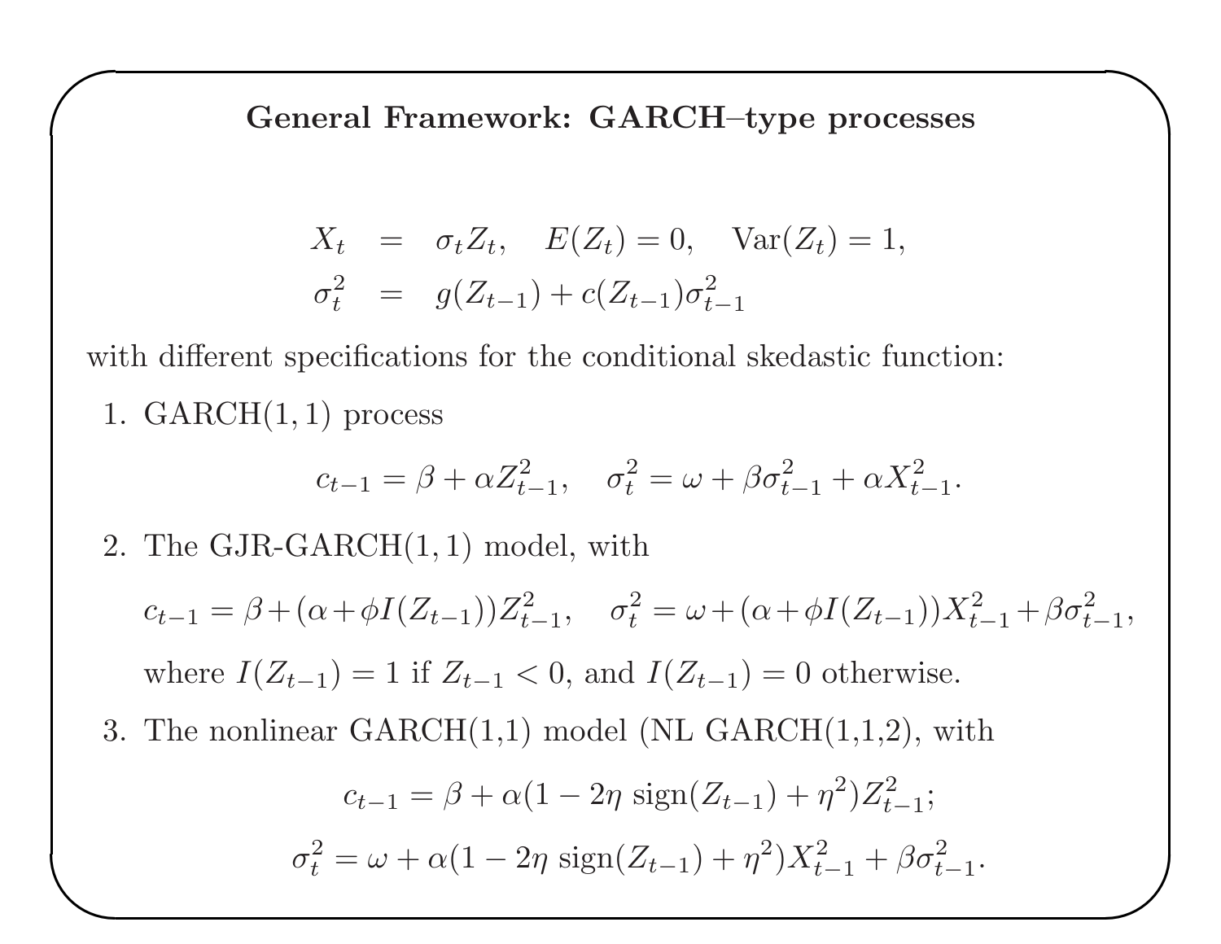## General Framework: GARCH–type processes

$$
\begin{aligned}
X_t &= \sigma_t Z_t, \quad E(Z_t) = 0, \quad \text{Var}(Z_t) = 1, \\
\sigma_t^2 &= g(Z_{t-1}) + c(Z_{t-1})\sigma_{t-1}^2
\end{aligned}
$$

with different specifications for the conditional skedastic function:

1. GARCH$(1,1)$ process

$$
c_{t-1} = \beta + \alpha Z_{t-1}^2, \quad \sigma_t^2 = \omega + \beta \sigma_{t-1}^2 + \alpha X_{t-1}^2.
$$

2. The GJR-GARCH$(1,1)$ model, with

$$
c_{t-1} = \beta + (\alpha + \phi I(Z_{t-1}))Z_{t-1}^2, \quad \sigma_t^2 = \omega + (\alpha + \phi I(Z_{t-1}))X_{t-1}^2 + \beta \sigma_{t-1}^2,
$$

   where $I(Z_{t-1}) = 1$ if $Z_{t-1} < 0$, and $I(Z_{t-1}) = 0$ otherwise.

3. The nonlinear GARCH(1,1) model (NL GARCH(1,1,2), with

$$
c_{t-1} = \beta + \alpha(1 - 2\eta \ \text{sign}(Z_{t-1}) + \eta^2)Z_{t-1}^2;
$$

$$
\sigma_t^2 = \omega + \alpha(1 - 2\eta \ \text{sign}(Z_{t-1}) + \eta^2)X_{t-1}^2 + \beta \sigma_{t-1}^2.
$$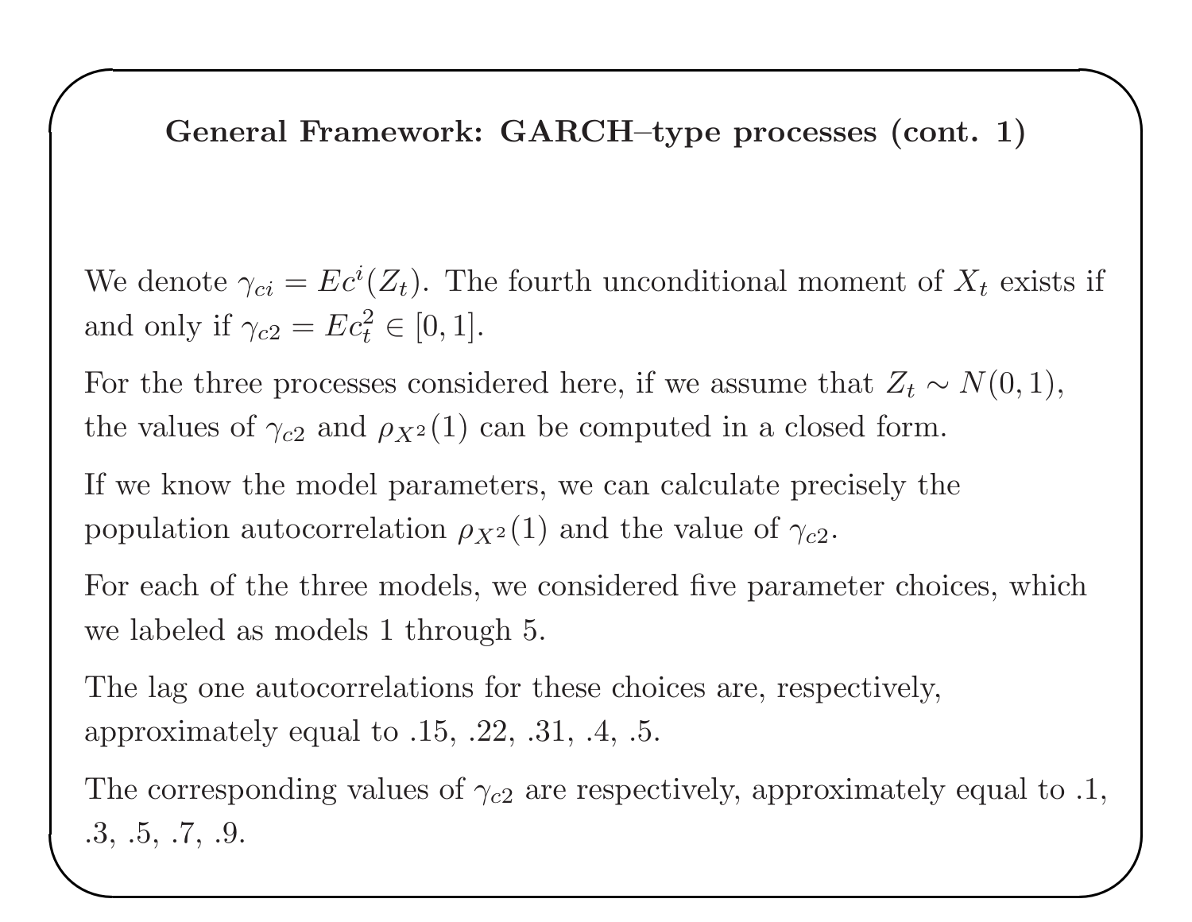## General Framework: GARCH–type processes (cont. 1)

We denote $\gamma_{ci} = Ec^i(Z_t)$. The fourth unconditional moment of $X_t$ exists if and only if $\gamma_{c2} = Ec_t^2 \in [0, 1]$.

For the three processes considered here, if we assume that $Z_t \sim N(0, 1)$, the values of $\gamma_{c2}$ and $\rho_{X^2}(1)$ can be computed in a closed form.

If we know the model parameters, we can calculate precisely the population autocorrelation $\rho_{X^2}(1)$ and the value of $\gamma_{c2}$.

For each of the three models, we considered five parameter choices, which we labeled as models 1 through 5.

The lag one autocorrelations for these choices are, respectively, approximately equal to .15, .22, .31, .4, .5.

The corresponding values of $\gamma_{c2}$ are respectively, approximately equal to .1, .3, .5, .7, .9.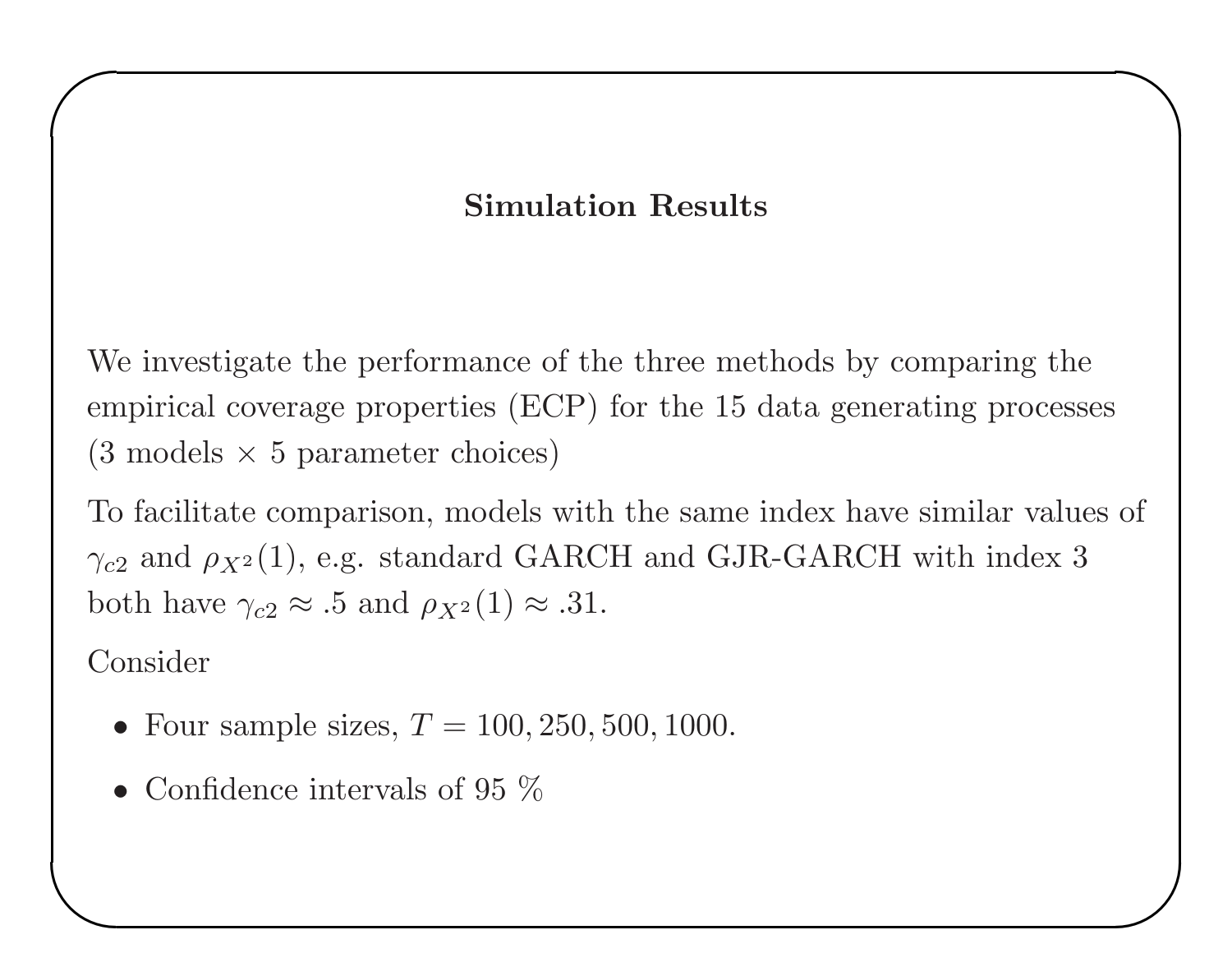## Simulation Results

We investigate the performance of the three methods by comparing the empirical coverage properties (ECP) for the 15 data generating processes (3 models $\times$ 5 parameter choices)

To facilitate comparison, models with the same index have similar values of $\gamma_{c2}$ and $\rho_{X^2}(1)$, e.g. standard GARCH and GJR-GARCH with index 3 both have $\gamma_{c2} \approx .5$ and $\rho_{X^2}(1) \approx .31$.

Consider

- Four sample sizes, $T = 100, 250, 500, 1000$.
- Confidence intervals of 95 %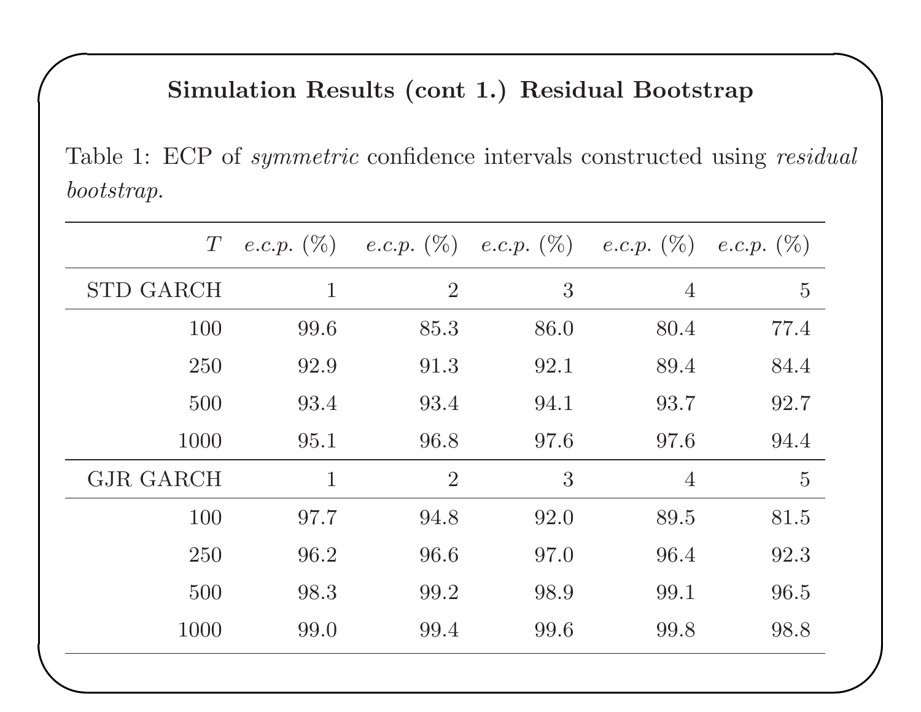## Simulation Results (cont 1.) Residual Bootstrap

Table 1: ECP of *symmetric* confidence intervals constructed using *residual bootstrap*.

| $T$ | *e.c.p.* (%) | *e.c.p.* (%) | *e.c.p.* (%) | *e.c.p.* (%) | *e.c.p.* (%) |
|---:|---:|---:|---:|---:|---:|
| STD GARCH | 1 | 2 | 3 | 4 | 5 |
| 100 | 99.6 | 85.3 | 86.0 | 80.4 | 77.4 |
| 250 | 92.9 | 91.3 | 92.1 | 89.4 | 84.4 |
| 500 | 93.4 | 93.4 | 94.1 | 93.7 | 92.7 |
| 1000 | 95.1 | 96.8 | 97.6 | 97.6 | 94.4 |
| GJR GARCH | 1 | 2 | 3 | 4 | 5 |
| 100 | 97.7 | 94.8 | 92.0 | 89.5 | 81.5 |
| 250 | 96.2 | 96.6 | 97.0 | 96.4 | 92.3 |
| 500 | 98.3 | 99.2 | 98.9 | 99.1 | 96.5 |
| 1000 | 99.0 | 99.4 | 99.6 | 99.8 | 98.8 |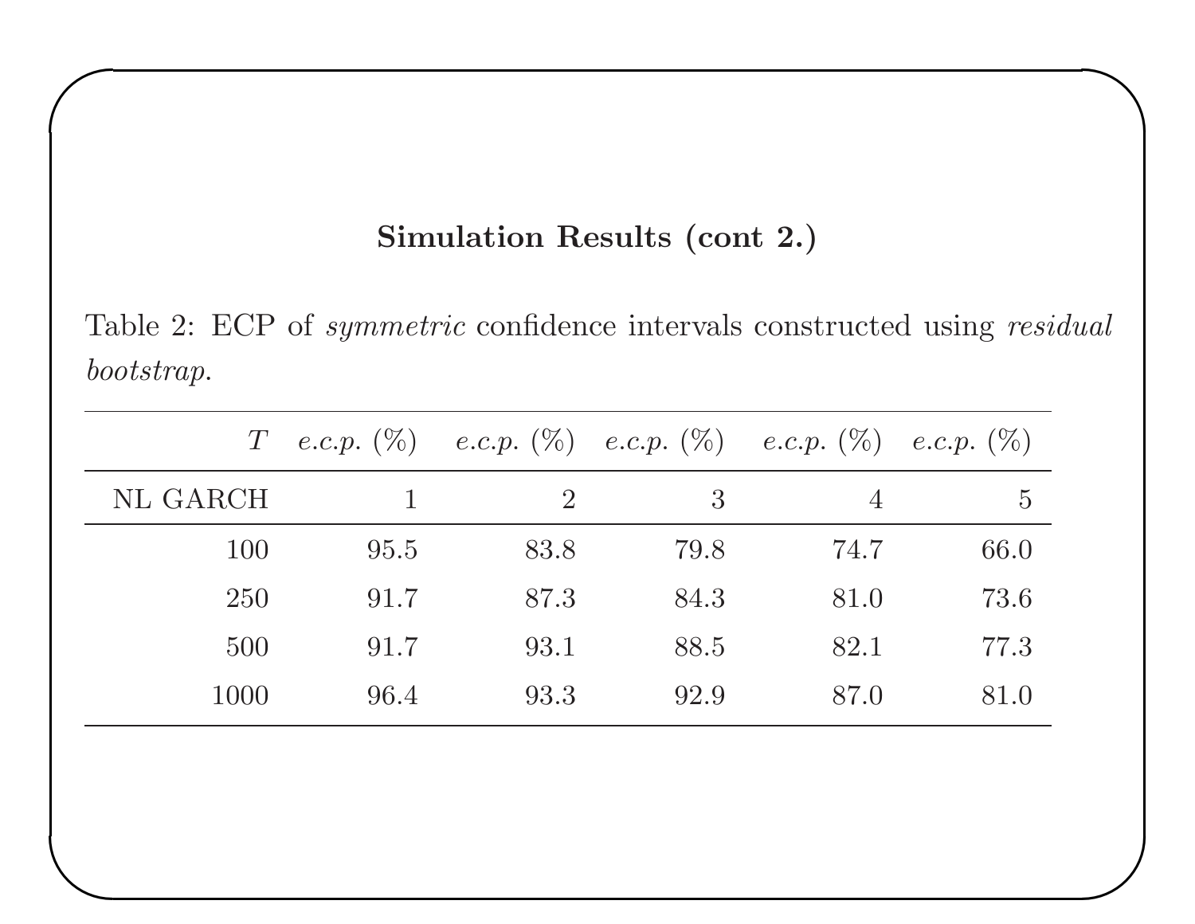## Simulation Results (cont 2.)

Table 2: ECP of *symmetric* confidence intervals constructed using *residual bootstrap*.

| $T$ | *e.c.p.* (%) | *e.c.p.* (%) | *e.c.p.* (%) | *e.c.p.* (%) | *e.c.p.* (%) |
|---:|---:|---:|---:|---:|---:|
| NL GARCH | 1 | 2 | 3 | 4 | 5 |
| 100 | 95.5 | 83.8 | 79.8 | 74.7 | 66.0 |
| 250 | 91.7 | 87.3 | 84.3 | 81.0 | 73.6 |
| 500 | 91.7 | 93.1 | 88.5 | 82.1 | 77.3 |
| 1000 | 96.4 | 93.3 | 92.9 | 87.0 | 81.0 |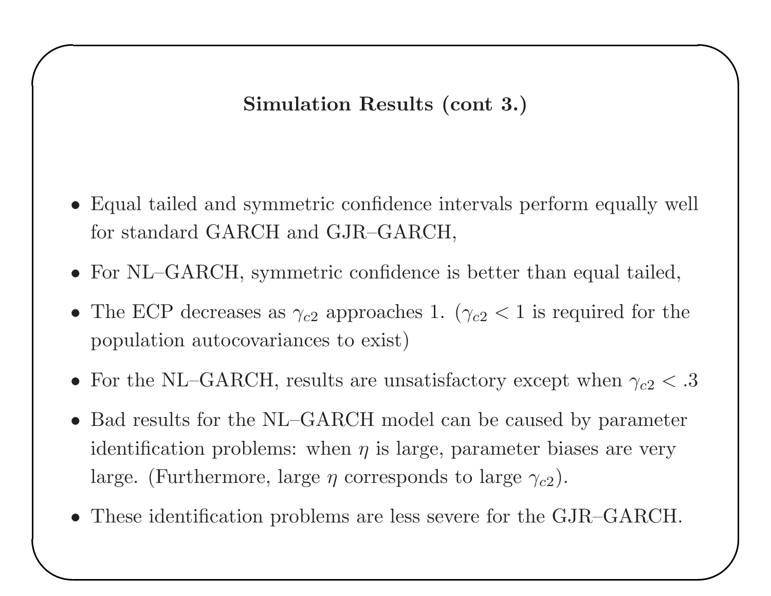## Simulation Results (cont 3.)

- Equal tailed and symmetric confidence intervals perform equally well for standard GARCH and GJR–GARCH,
- For NL–GARCH, symmetric confidence is better than equal tailed,
- The ECP decreases as $\gamma_{c2}$ approaches 1. ($\gamma_{c2} < 1$ is required for the population autocovariances to exist)
- For the NL–GARCH, results are unsatisfactory except when $\gamma_{c2} < .3$
- Bad results for the NL–GARCH model can be caused by parameter identification problems: when $\eta$ is large, parameter biases are very large. (Furthermore, large $\eta$ corresponds to large $\gamma_{c2}$).
- These identification problems are less severe for the GJR–GARCH.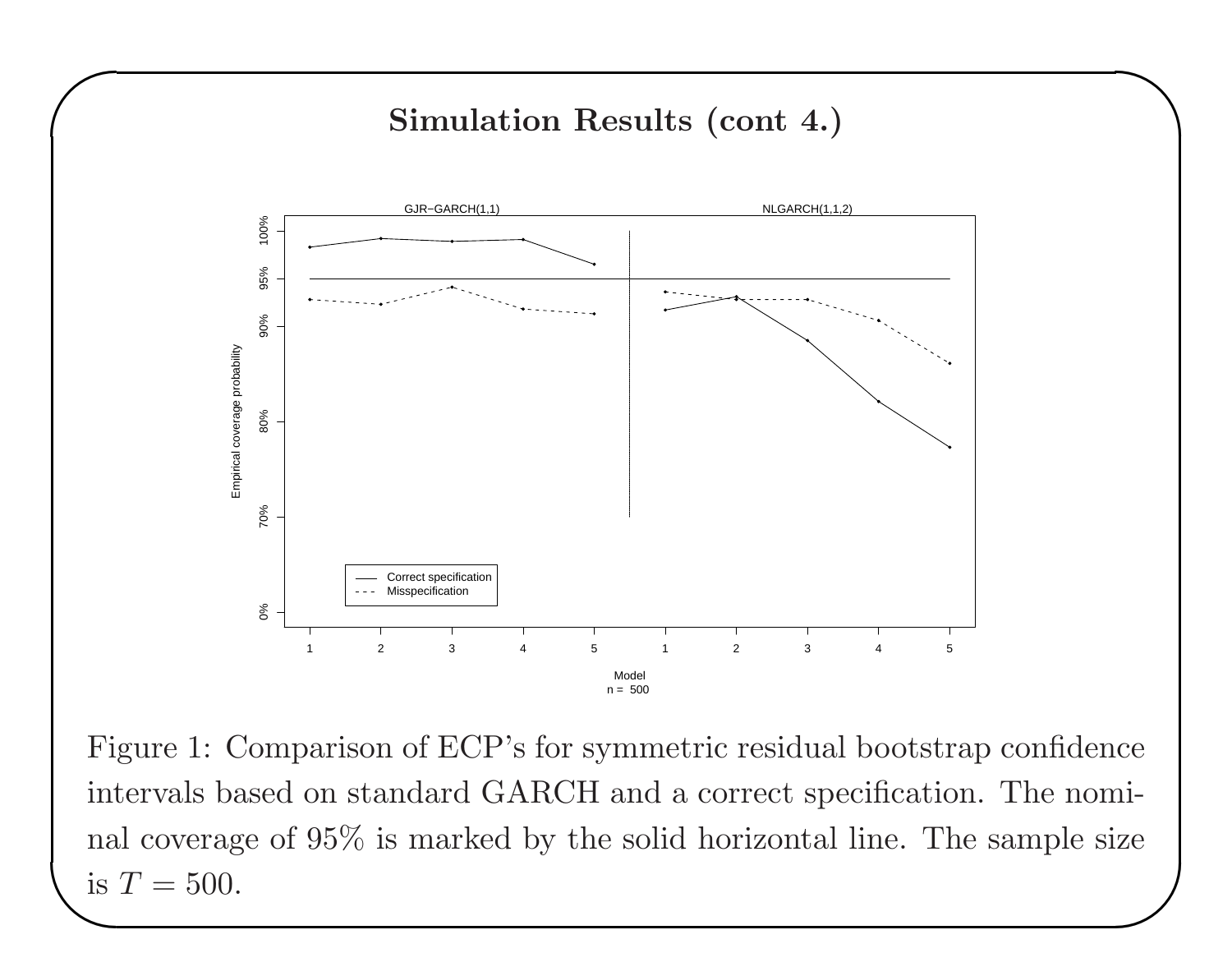## Simulation Results (cont 4.)

Figure 1: Comparison of ECP's for symmetric residual bootstrap confidence intervals based on standard GARCH and a correct specification. The nominal coverage of 95% is marked by the solid horizontal line. The sample size is $T = 500$.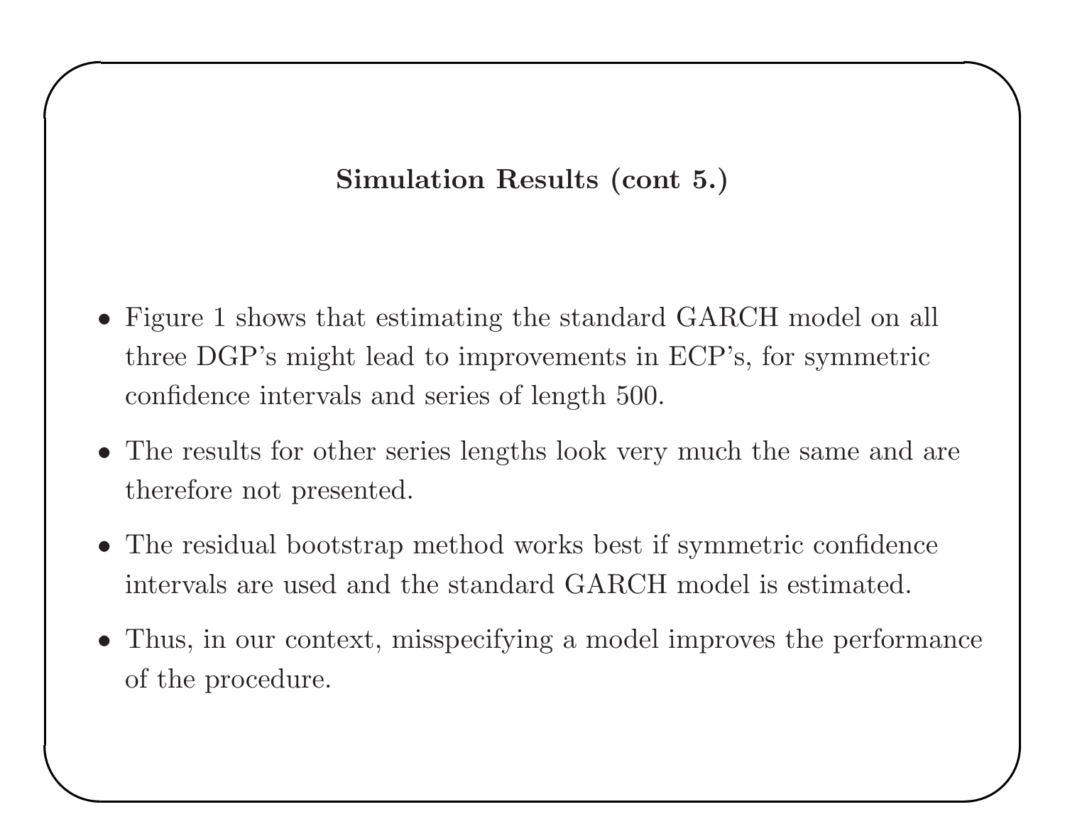## Simulation Results (cont 5.)

- Figure 1 shows that estimating the standard GARCH model on all three DGP's might lead to improvements in ECP's, for symmetric confidence intervals and series of length 500.
- The results for other series lengths look very much the same and are therefore not presented.
- The residual bootstrap method works best if symmetric confidence intervals are used and the standard GARCH model is estimated.
- Thus, in our context, misspecifying a model improves the performance of the procedure.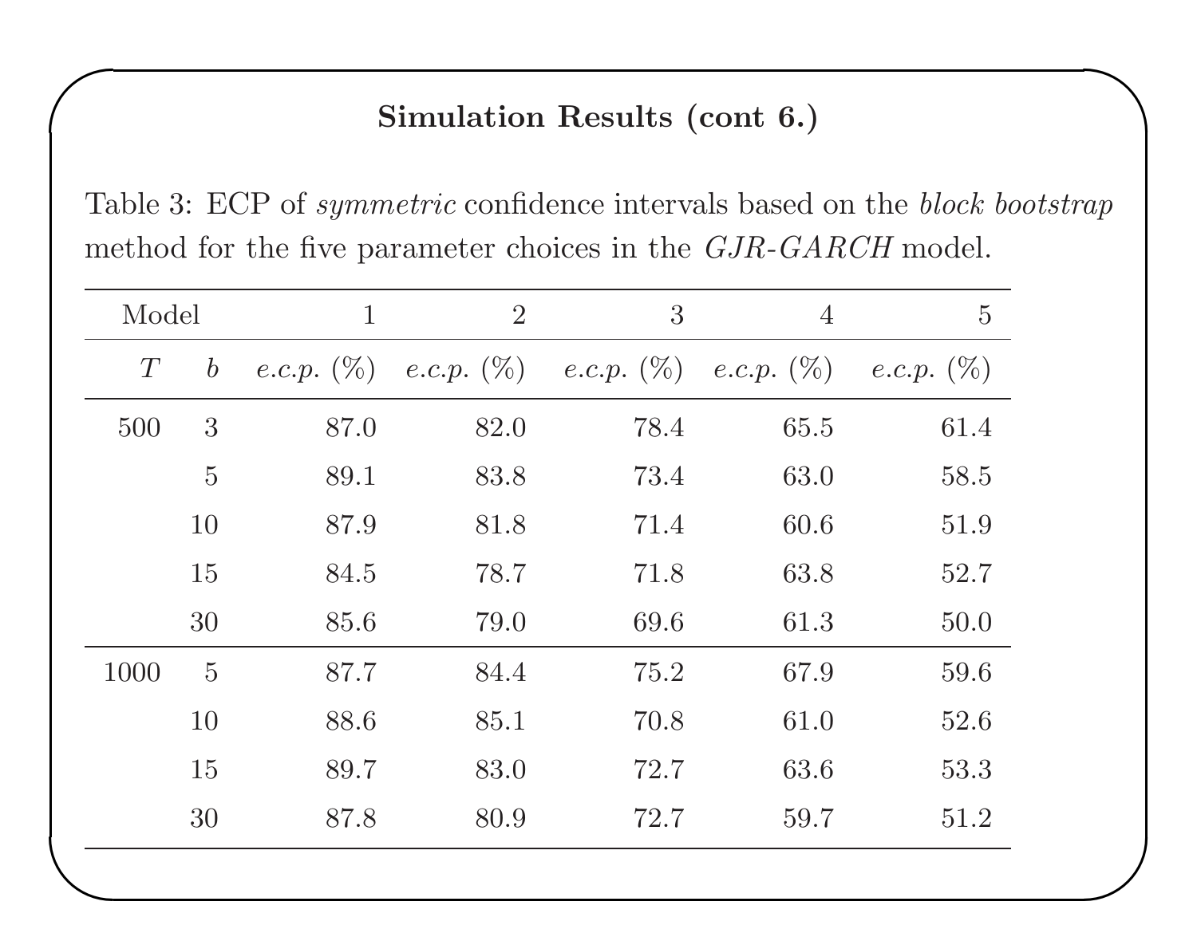## **Simulation Results (cont 6.)**

Table 3: ECP of *symmetric* confidence intervals based on the *block bootstrap* method for the five parameter choices in the *GJR-GARCH* model.

| Model | | 1 | 2 | 3 | 4 | 5 |
|---|---|---|---|---|---|---|
| $T$ | $b$ | *e.c.p.* (%) | *e.c.p.* (%) | *e.c.p.* (%) | *e.c.p.* (%) | *e.c.p.* (%) |
| 500 | 3 | 87.0 | 82.0 | 78.4 | 65.5 | 61.4 |
| | 5 | 89.1 | 83.8 | 73.4 | 63.0 | 58.5 |
| | 10 | 87.9 | 81.8 | 71.4 | 60.6 | 51.9 |
| | 15 | 84.5 | 78.7 | 71.8 | 63.8 | 52.7 |
| | 30 | 85.6 | 79.0 | 69.6 | 61.3 | 50.0 |
| 1000 | 5 | 87.7 | 84.4 | 75.2 | 67.9 | 59.6 |
| | 10 | 88.6 | 85.1 | 70.8 | 61.0 | 52.6 |
| | 15 | 89.7 | 83.0 | 72.7 | 63.6 | 53.3 |
| | 30 | 87.8 | 80.9 | 72.7 | 59.7 | 51.2 |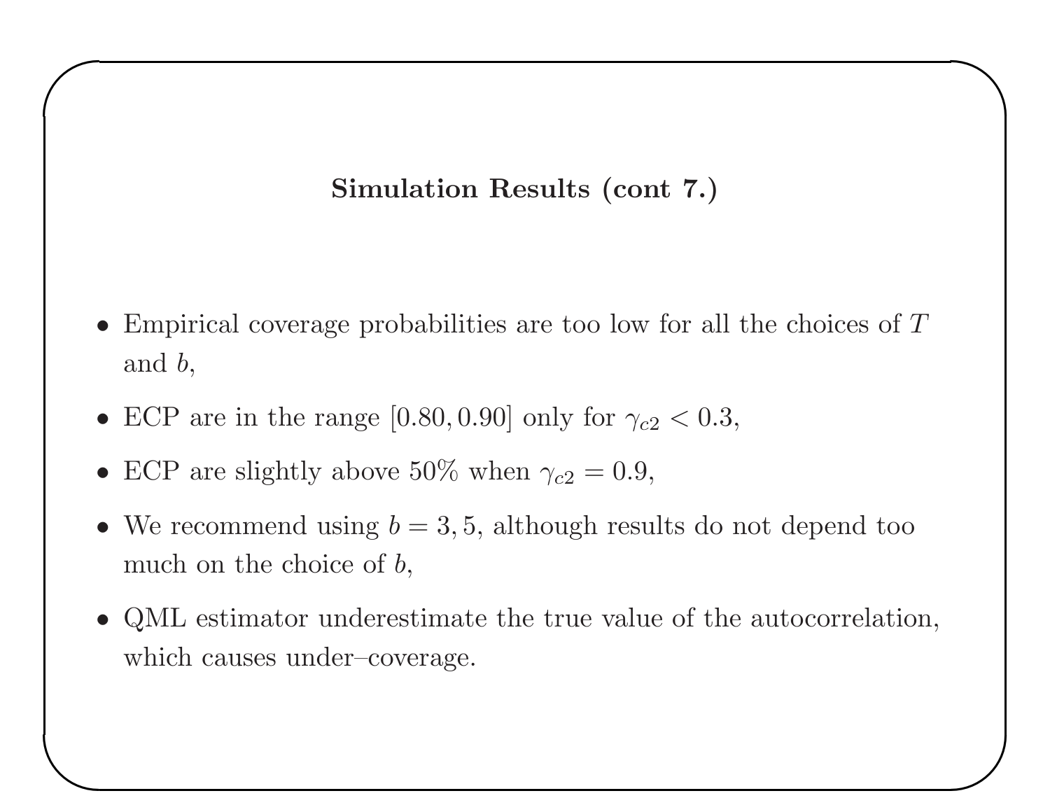## Simulation Results (cont 7.)

- Empirical coverage probabilities are too low for all the choices of $T$ and $b$,
- ECP are in the range $[0.80, 0.90]$ only for $\gamma_{c2} < 0.3$,
- ECP are slightly above 50% when $\gamma_{c2} = 0.9$,
- We recommend using $b = 3, 5$, although results do not depend too much on the choice of $b$,
- QML estimator underestimate the true value of the autocorrelation, which causes under–coverage.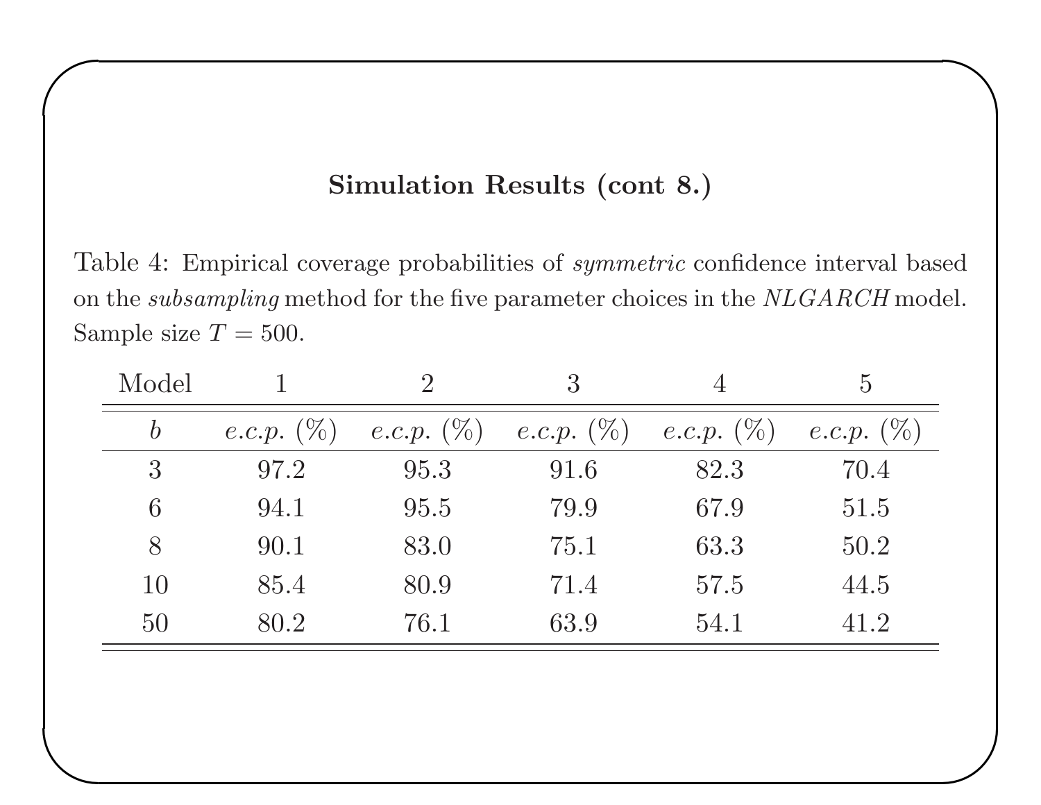## Simulation Results (cont 8.)

Table 4: Empirical coverage probabilities of *symmetric* confidence interval based on the *subsampling* method for the five parameter choices in the *NLGARCH* model. Sample size $T = 500$.

| Model | 1 | 2 | 3 | 4 | 5 |
|---|---|---|---|---|---|
| $b$ | *e.c.p.* (%) | *e.c.p.* (%) | *e.c.p.* (%) | *e.c.p.* (%) | *e.c.p.* (%) |
| 3 | 97.2 | 95.3 | 91.6 | 82.3 | 70.4 |
| 6 | 94.1 | 95.5 | 79.9 | 67.9 | 51.5 |
| 8 | 90.1 | 83.0 | 75.1 | 63.3 | 50.2 |
| 10 | 85.4 | 80.9 | 71.4 | 57.5 | 44.5 |
| 50 | 80.2 | 76.1 | 63.9 | 54.1 | 41.2 |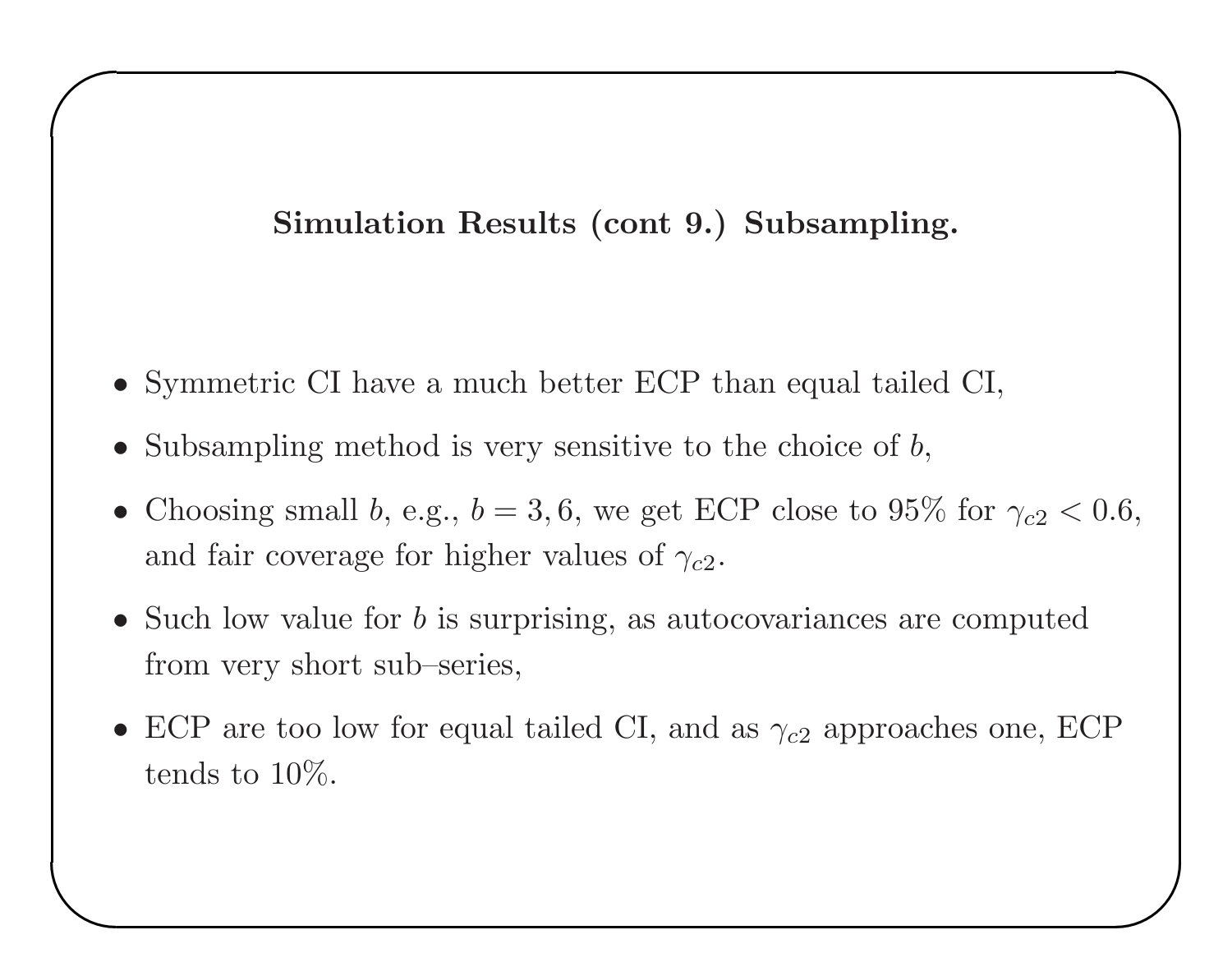## Simulation Results (cont 9.) Subsampling.

- Symmetric CI have a much better ECP than equal tailed CI,
- Subsampling method is very sensitive to the choice of $b$,
- Choosing small $b$, e.g., $b = 3, 6$, we get ECP close to 95% for $\gamma_{c2} < 0.6$, and fair coverage for higher values of $\gamma_{c2}$.
- Such low value for $b$ is surprising, as autocovariances are computed from very short sub–series,
- ECP are too low for equal tailed CI, and as $\gamma_{c2}$ approaches one, ECP tends to 10%.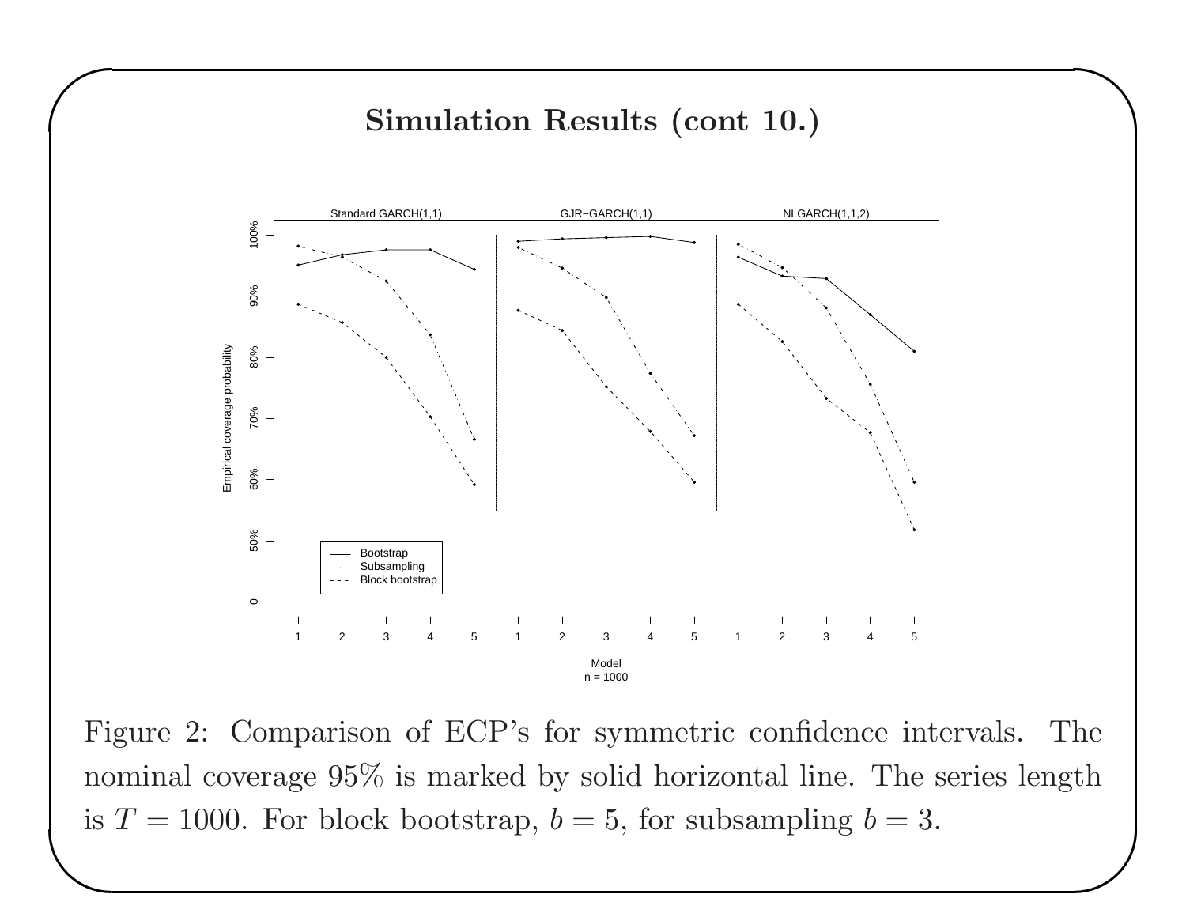# Simulation Results (cont 10.)

Figure 2: Comparison of ECP's for symmetric confidence intervals. The nominal coverage 95% is marked by solid horizontal line. The series length is $T = 1000$. For block bootstrap, $b = 5$, for subsampling $b = 3$.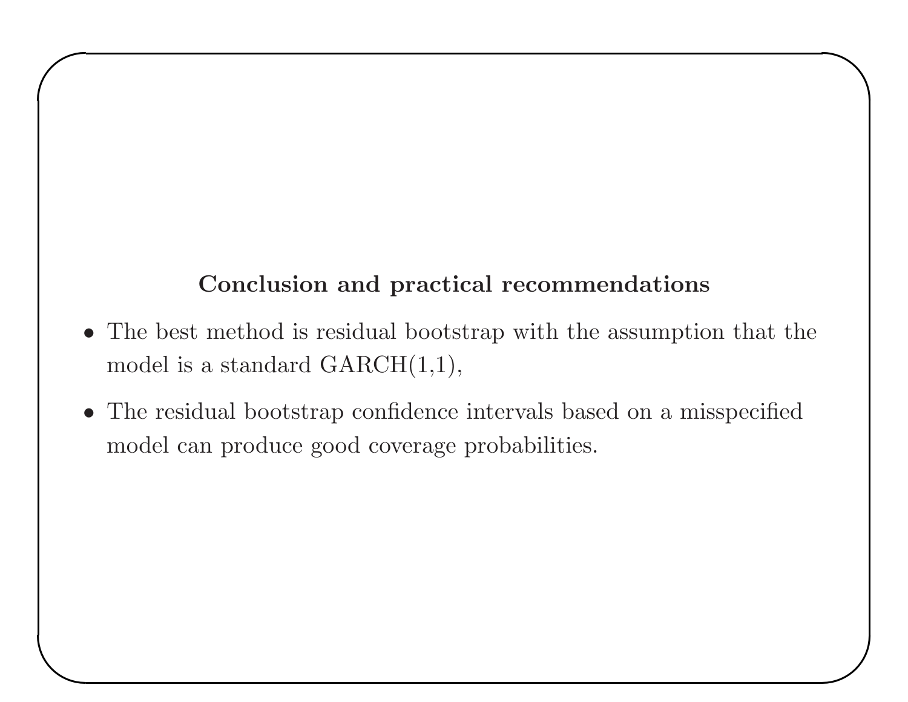## Conclusion and practical recommendations

- The best method is residual bootstrap with the assumption that the model is a standard GARCH(1,1),
- The residual bootstrap confidence intervals based on a misspecified model can produce good coverage probabilities.